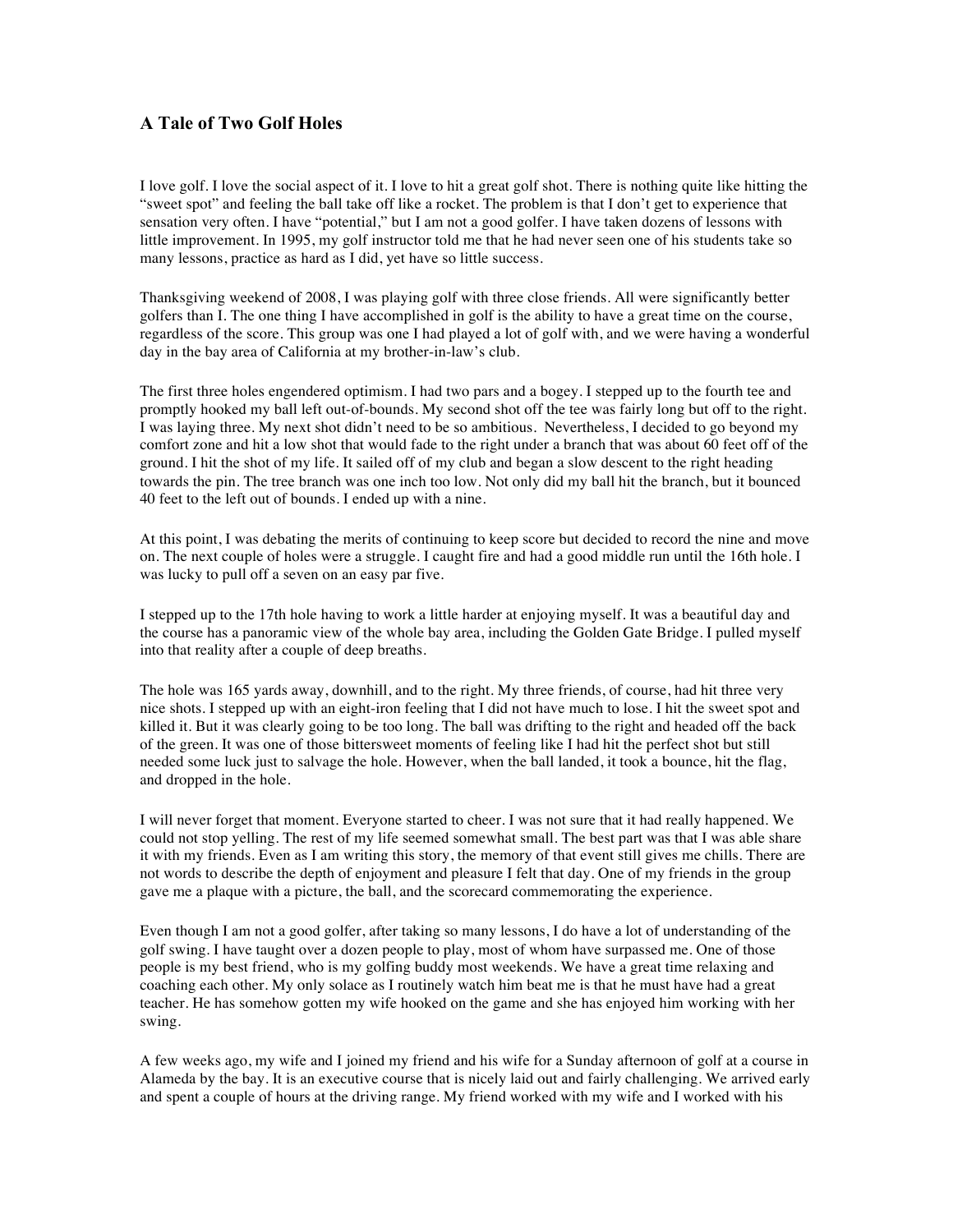## A Tale of Two Golf Holes

I love golf. I love the social aspect of it. I love to hit a great golf shot. There is nothing quite like hitting the "sweet spot" and feeling the ball take off like a rocket. The problem is that I don't get to experience that sensation very often. I have "potential," but I am not a good golfer. I have taken dozens of lessons with little improvement. In 1995, my golf instructor told me that he had never seen one of his students take so many lessons, practice as hard as I did, yet have so little success.

Thanksgiving weekend of 2008, I was playing golf with three close friends. All were significantly better golfers than I. The one thing I have accomplished in golf is the ability to have a great time on the course, regardless of the score. This group was one I had played a lot of golf with, and we were having a wonderful day in the bay area of California at my brother-in-law's club.

The first three holes engendered optimism. I had two pars and a bogey. I stepped up to the fourth tee and promptly hooked my ball left out-of-bounds. My second shot off the tee was fairly long but off to the right. I was laying three. My next shot didn't need to be so ambitious. Nevertheless, I decided to go beyond my comfort zone and hit a low shot that would fade to the right under a branch that was about 60 feet off of the ground. I hit the shot of my life. It sailed off of my club and began a slow descent to the right heading towards the pin. The tree branch was one inch too low. Not only did my ball hit the branch, but it bounced 40 feet to the left out of bounds. I ended up with a nine.

At this point, I was debating the merits of continuing to keep score but decided to record the nine and move on. The next couple of holes were a struggle. I caught fire and had a good middle run until the 16th hole. I was lucky to pull off a seven on an easy par five.

I stepped up to the 17th hole having to work a little harder at enjoying myself. It was a beautiful day and the course has a panoramic view of the whole bay area, including the Golden Gate Bridge. I pulled myself into that reality after a couple of deep breaths.

The hole was 165 yards away, downhill, and to the right. My three friends, of course, had hit three very nice shots. I stepped up with an eight-iron feeling that I did not have much to lose. I hit the sweet spot and killed it. But it was clearly going to be too long. The ball was drifting to the right and headed off the back of the green. It was one of those bittersweet moments of feeling like I had hit the perfect shot but still needed some luck just to salvage the hole. However, when the ball landed, it took a bounce, hit the flag, and dropped in the hole.

I will never forget that moment. Everyone started to cheer. I was not sure that it had really happened. We could not stop yelling. The rest of my life seemed somewhat small. The best part was that I was able share it with my friends. Even as I am writing this story, the memory of that event still gives me chills. There are not words to describe the depth of enjoyment and pleasure I felt that day. One of my friends in the group gave me a plaque with a picture, the ball, and the scorecard commemorating the experience.

Even though I am not a good golfer, after taking so many lessons, I do have a lot of understanding of the golf swing. I have taught over a dozen people to play, most of whom have surpassed me. One of those people is my best friend, who is my golfing buddy most weekends. We have a great time relaxing and coaching each other. My only solace as I routinely watch him beat me is that he must have had a great teacher. He has somehow gotten my wife hooked on the game and she has enjoyed him working with her swing.

A few weeks ago, my wife and I joined my friend and his wife for a Sunday afternoon of golf at a course in Alameda by the bay. It is an executive course that is nicely laid out and fairly challenging. We arrived early and spent a couple of hours at the driving range. My friend worked with my wife and I worked with his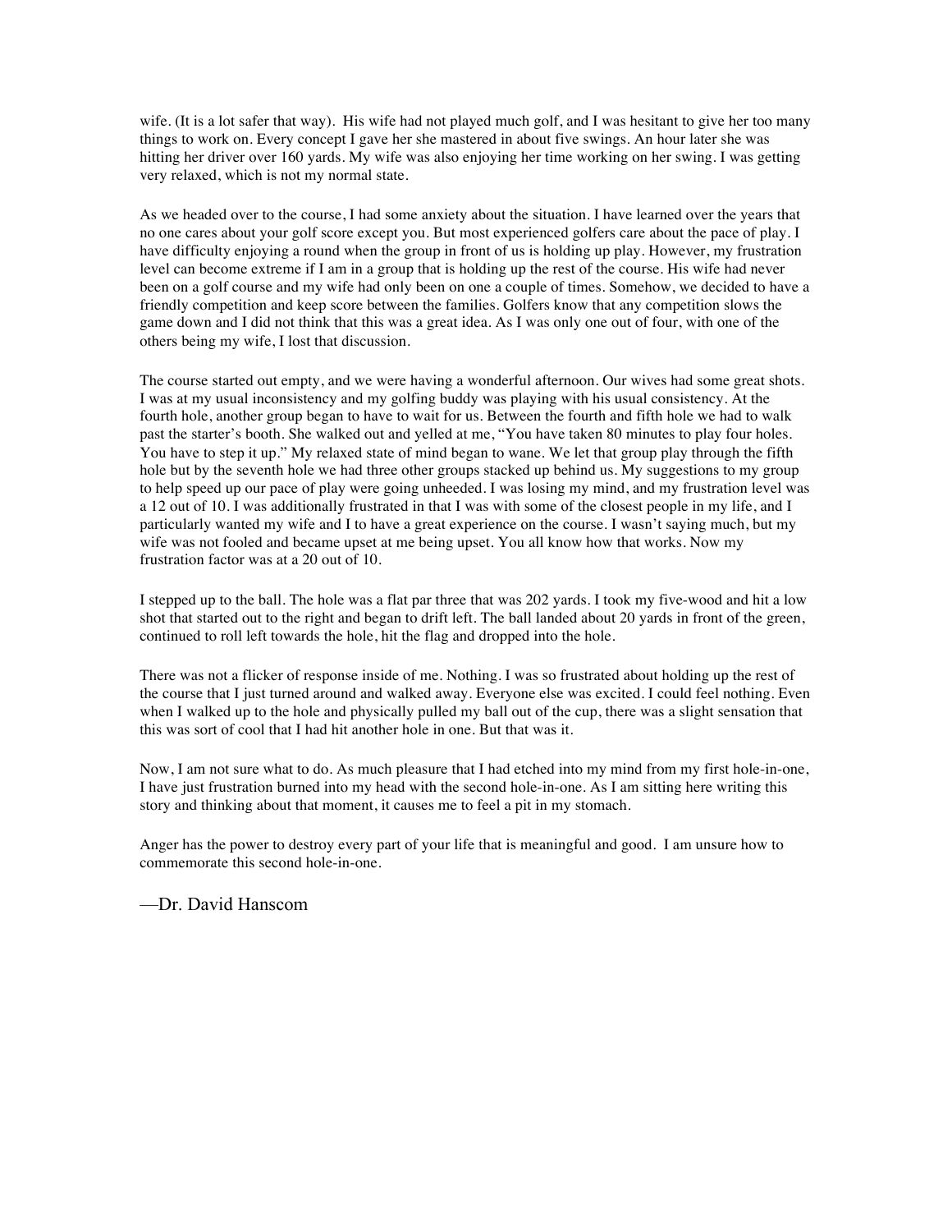wife. (It is a lot safer that way). His wife had not played much golf, and I was hesitant to give her too many things to work on. Every concept I gave her she mastered in about five swings. An hour later she was hitting her driver over 160 yards. My wife was also enjoying her time working on her swing. I was getting very relaxed, which is not my normal state.

As we headed over to the course, I had some anxiety about the situation. I have learned over the years that no one cares about your golf score except you. But most experienced golfers care about the pace of play. I have difficulty enjoying a round when the group in front of us is holding up play. However, my frustration level can become extreme if I am in a group that is holding up the rest of the course. His wife had never been on a golf course and my wife had only been on one a couple of times. Somehow, we decided to have a friendly competition and keep score between the families. Golfers know that any competition slows the game down and I did not think that this was a great idea. As I was only one out of four, with one of the others being my wife, I lost that discussion.

The course started out empty, and we were having a wonderful afternoon. Our wives had some great shots. I was at my usual inconsistency and my golfing buddy was playing with his usual consistency. At the fourth hole, another group began to have to wait for us. Between the fourth and fifth hole we had to walk past the starter's booth. She walked out and yelled at me, "You have taken 80 minutes to play four holes. You have to step it up." My relaxed state of mind began to wane. We let that group play through the fifth hole but by the seventh hole we had three other groups stacked up behind us. My suggestions to my group to help speed up our pace of play were going unheeded. I was losing my mind, and my frustration level was a 12 out of 10. I was additionally frustrated in that I was with some of the closest people in my life, and I particularly wanted my wife and I to have a great experience on the course. I wasn't saying much, but my wife was not fooled and became upset at me being upset. You all know how that works. Now my frustration factor was at a 20 out of 10.

I stepped up to the ball. The hole was a flat par three that was 202 yards. I took my five-wood and hit a low shot that started out to the right and began to drift left. The ball landed about 20 yards in front of the green, continued to roll left towards the hole, hit the flag and dropped into the hole.

There was not a flicker of response inside of me. Nothing. I was so frustrated about holding up the rest of the course that I just turned around and walked away. Everyone else was excited. I could feel nothing. Even when I walked up to the hole and physically pulled my ball out of the cup, there was a slight sensation that this was sort of cool that I had hit another hole in one. But that was it.

Now, I am not sure what to do. As much pleasure that I had etched into my mind from my first hole-in-one, I have just frustration burned into my head with the second hole-in-one. As I am sitting here writing this story and thinking about that moment, it causes me to feel a pit in my stomach.

Anger has the power to destroy every part of your life that is meaningful and good. I am unsure how to commemorate this second hole-in-one.

—Dr. David Hanscom